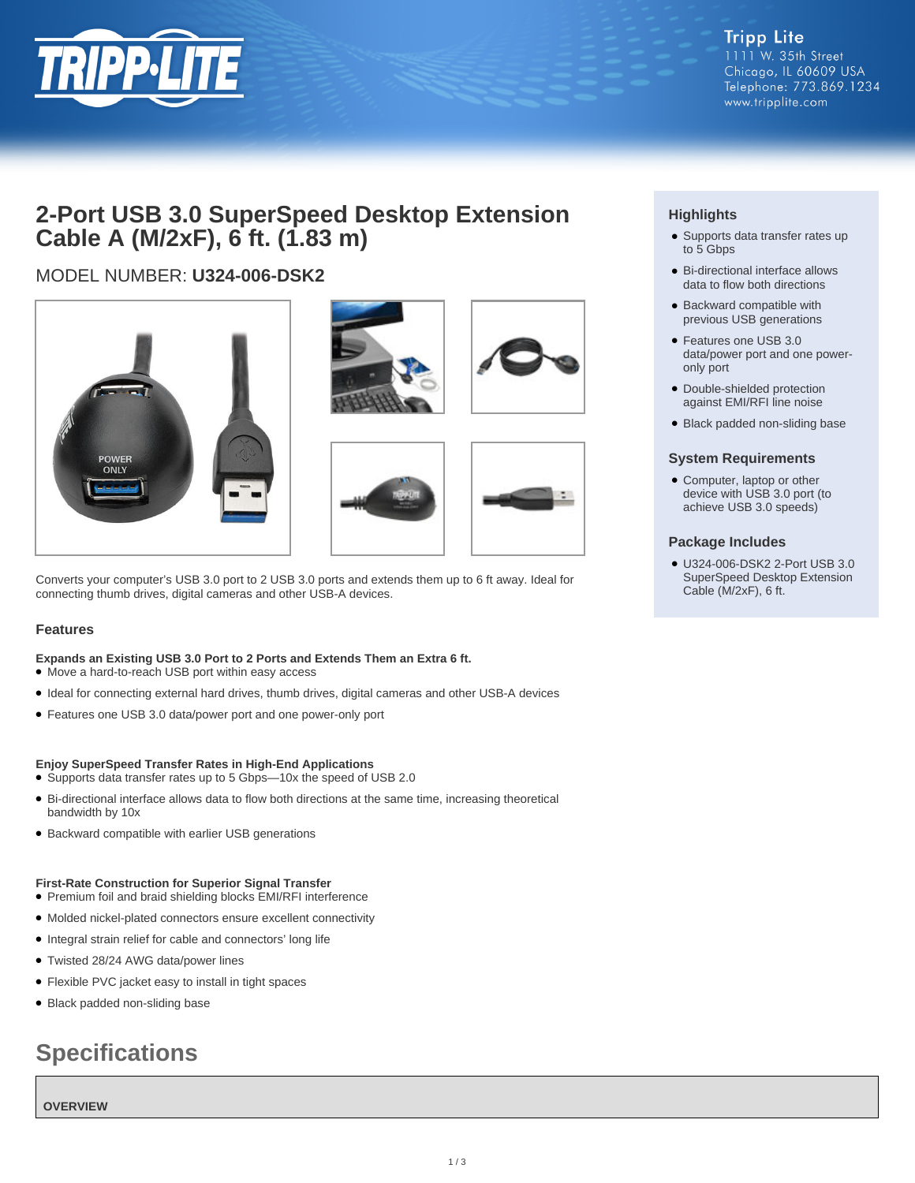Tripp Lite
1111 W. 35th Street
Chicago, IL 60609 USA
Telephone: 773.869.1234
www.tripplite.com

# 2-Port USB 3.0 SuperSpeed Desktop Extension Cable A (M/2xF), 6 ft. (1.83 m)

## MODEL NUMBER: **U324-006-DSK2**

Converts your computer's USB 3.0 port to 2 USB 3.0 ports and extends them up to 6 ft away. Ideal for connecting thumb drives, digital cameras and other USB-A devices.

### Features

**Expands an Existing USB 3.0 Port to 2 Ports and Extends Them an Extra 6 ft.**

- Move a hard-to-reach USB port within easy access
- Ideal for connecting external hard drives, thumb drives, digital cameras and other USB-A devices
- Features one USB 3.0 data/power port and one power-only port

**Enjoy SuperSpeed Transfer Rates in High-End Applications**

- Supports data transfer rates up to 5 Gbps—10x the speed of USB 2.0
- Bi-directional interface allows data to flow both directions at the same time, increasing theoretical bandwidth by 10x
- Backward compatible with earlier USB generations

**First-Rate Construction for Superior Signal Transfer**

- Premium foil and braid shielding blocks EMI/RFI interference
- Molded nickel-plated connectors ensure excellent connectivity
- Integral strain relief for cable and connectors' long life
- Twisted 28/24 AWG data/power lines
- Flexible PVC jacket easy to install in tight spaces
- Black padded non-sliding base

### Highlights

- Supports data transfer rates up to 5 Gbps
- Bi-directional interface allows data to flow both directions
- Backward compatible with previous USB generations
- Features one USB 3.0 data/power port and one power-only port
- Double-shielded protection against EMI/RFI line noise
- Black padded non-sliding base

### System Requirements

- Computer, laptop or other device with USB 3.0 port (to achieve USB 3.0 speeds)

### Package Includes

- U324-006-DSK2 2-Port USB 3.0 SuperSpeed Desktop Extension Cable (M/2xF), 6 ft.

## Specifications

**OVERVIEW**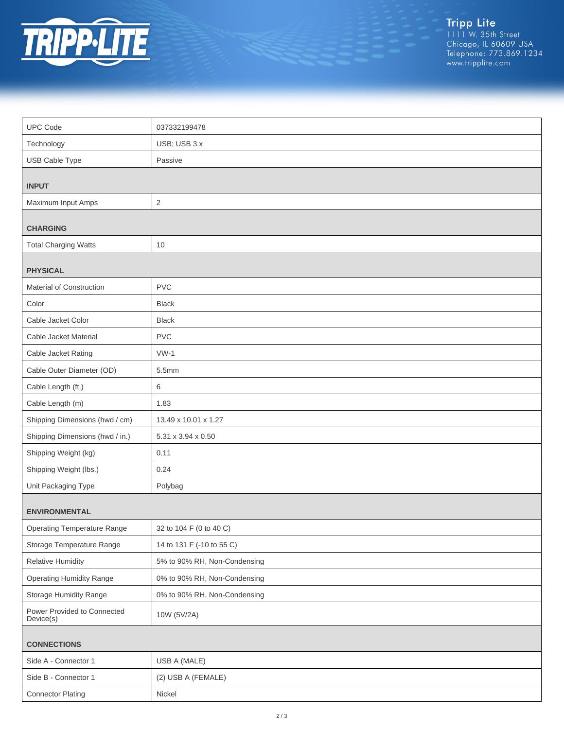| | |
|---|---|
| UPC Code | 037332199478 |
| Technology | USB; USB 3.x |
| USB Cable Type | Passive |
| **INPUT** | |
| Maximum Input Amps | 2 |
| **CHARGING** | |
| Total Charging Watts | 10 |
| **PHYSICAL** | |
| Material of Construction | PVC |
| Color | Black |
| Cable Jacket Color | Black |
| Cable Jacket Material | PVC |
| Cable Jacket Rating | VW-1 |
| Cable Outer Diameter (OD) | 5.5mm |
| Cable Length (ft.) | 6 |
| Cable Length (m) | 1.83 |
| Shipping Dimensions (hwd / cm) | 13.49 x 10.01 x 1.27 |
| Shipping Dimensions (hwd / in.) | 5.31 x 3.94 x 0.50 |
| Shipping Weight (kg) | 0.11 |
| Shipping Weight (lbs.) | 0.24 |
| Unit Packaging Type | Polybag |
| **ENVIRONMENTAL** | |
| Operating Temperature Range | 32 to 104 F (0 to 40 C) |
| Storage Temperature Range | 14 to 131 F (-10 to 55 C) |
| Relative Humidity | 5% to 90% RH, Non-Condensing |
| Operating Humidity Range | 0% to 90% RH, Non-Condensing |
| Storage Humidity Range | 0% to 90% RH, Non-Condensing |
| Power Provided to Connected Device(s) | 10W (5V/2A) |
| **CONNECTIONS** | |
| Side A - Connector 1 | USB A (MALE) |
| Side B - Connector 1 | (2) USB A (FEMALE) |
| Connector Plating | Nickel |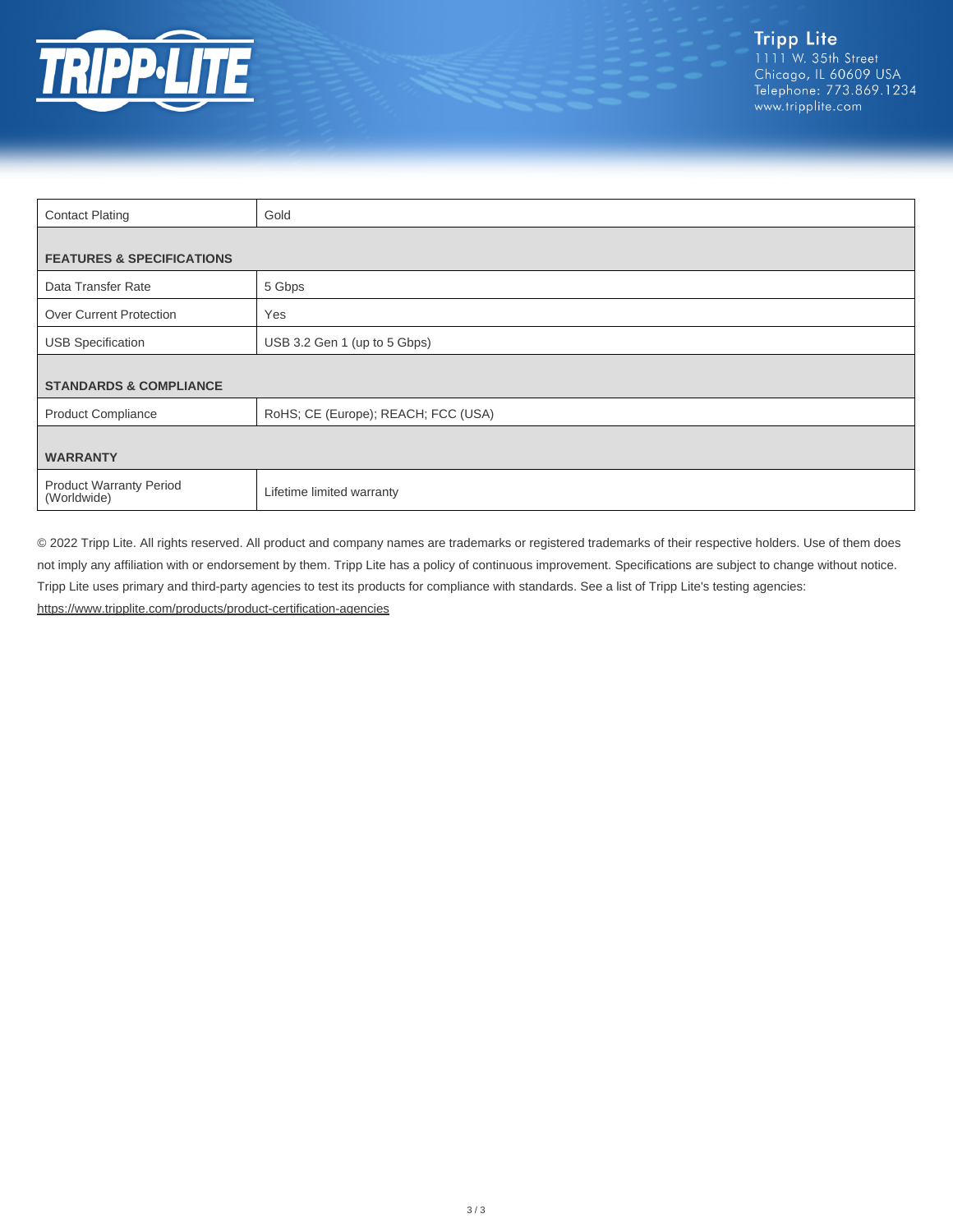| | |
|---|---|
| Contact Plating | Gold |
| **FEATURES & SPECIFICATIONS** | |
| Data Transfer Rate | 5 Gbps |
| Over Current Protection | Yes |
| USB Specification | USB 3.2 Gen 1 (up to 5 Gbps) |
| **STANDARDS & COMPLIANCE** | |
| Product Compliance | RoHS; CE (Europe); REACH; FCC (USA) |
| **WARRANTY** | |
| Product Warranty Period (Worldwide) | Lifetime limited warranty |

© 2022 Tripp Lite. All rights reserved. All product and company names are trademarks or registered trademarks of their respective holders. Use of them does not imply any affiliation with or endorsement by them. Tripp Lite has a policy of continuous improvement. Specifications are subject to change without notice. Tripp Lite uses primary and third-party agencies to test its products for compliance with standards. See a list of Tripp Lite's testing agencies: https://www.tripplite.com/products/product-certification-agencies